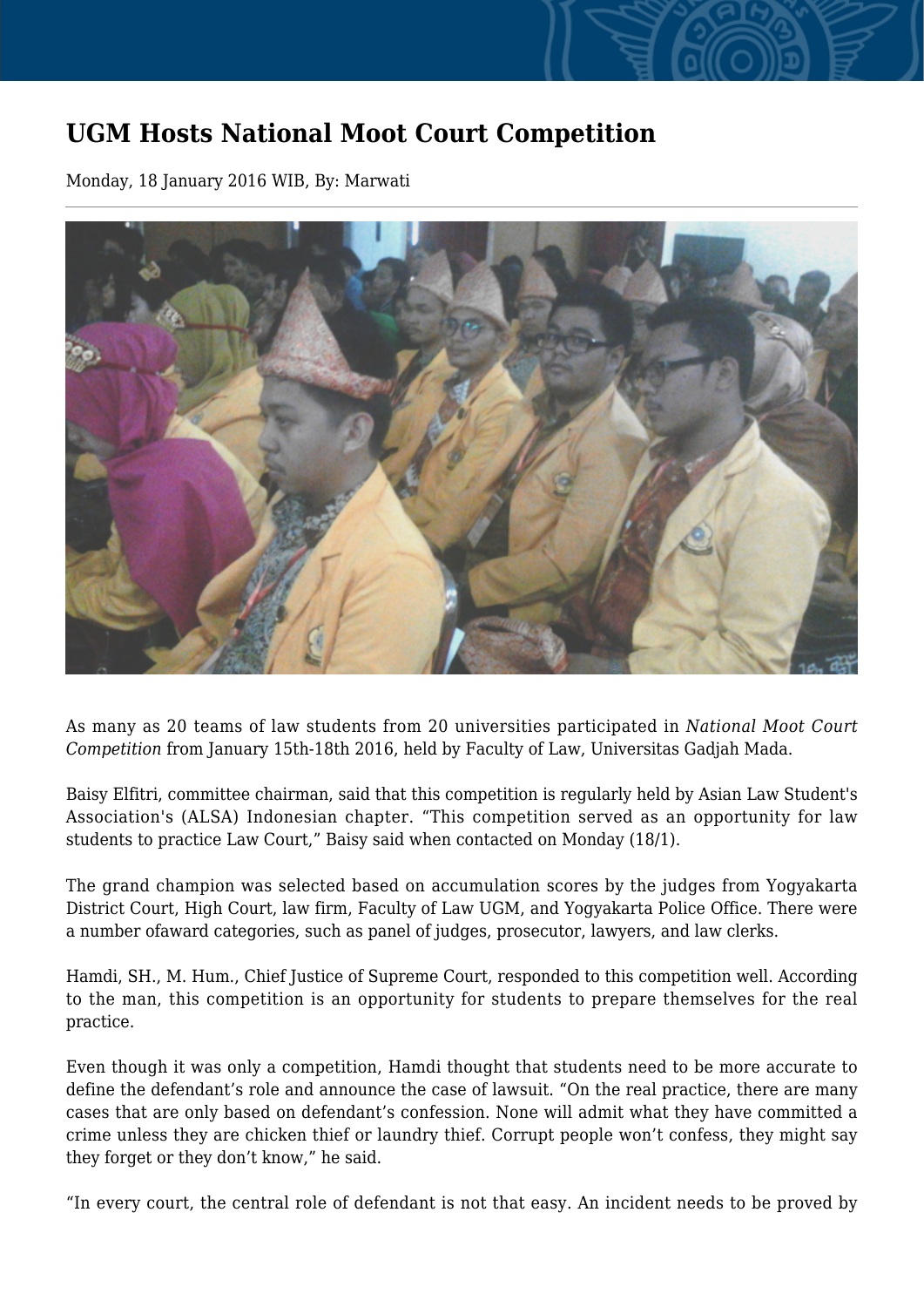# UGM Hosts National Moot Court Competition

Monday, 18 January 2016 WIB, By: Marwati

As many as 20 teams of law students from 20 universities participated in *National Moot Court Competition* from January 15th-18th 2016, held by Faculty of Law, Universitas Gadjah Mada.

Baisy Elfitri, committee chairman, said that this competition is regularly held by Asian Law Student's Association's (ALSA) Indonesian chapter. “This competition served as an opportunity for law students to practice Law Court,” Baisy said when contacted on Monday (18/1).

The grand champion was selected based on accumulation scores by the judges from Yogyakarta District Court, High Court, law firm, Faculty of Law UGM, and Yogyakarta Police Office. There were a number ofaward categories, such as panel of judges, prosecutor, lawyers, and law clerks.

Hamdi, SH., M. Hum., Chief Justice of Supreme Court, responded to this competition well. According to the man, this competition is an opportunity for students to prepare themselves for the real practice.

Even though it was only a competition, Hamdi thought that students need to be more accurate to define the defendant’s role and announce the case of lawsuit. “On the real practice, there are many cases that are only based on defendant’s confession. None will admit what they have committed a crime unless they are chicken thief or laundry thief. Corrupt people won’t confess, they might say they forget or they don’t know,” he said.

“In every court, the central role of defendant is not that easy. An incident needs to be proved by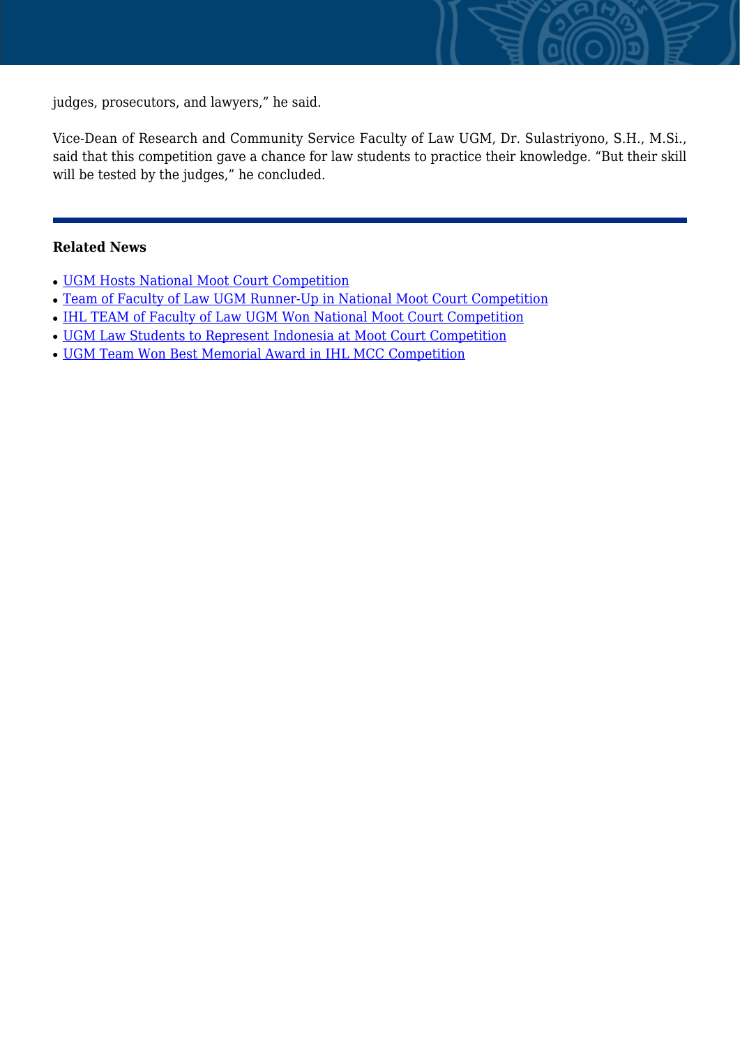judges, prosecutors, and lawyers," he said.

Vice-Dean of Research and Community Service Faculty of Law UGM, Dr. Sulastriyono, S.H., M.Si., said that this competition gave a chance for law students to practice their knowledge. "But their skill will be tested by the judges," he concluded.

---

**Related News**

- UGM Hosts National Moot Court Competition
- Team of Faculty of Law UGM Runner-Up in National Moot Court Competition
- IHL TEAM of Faculty of Law UGM Won National Moot Court Competition
- UGM Law Students to Represent Indonesia at Moot Court Competition
- UGM Team Won Best Memorial Award in IHL MCC Competition